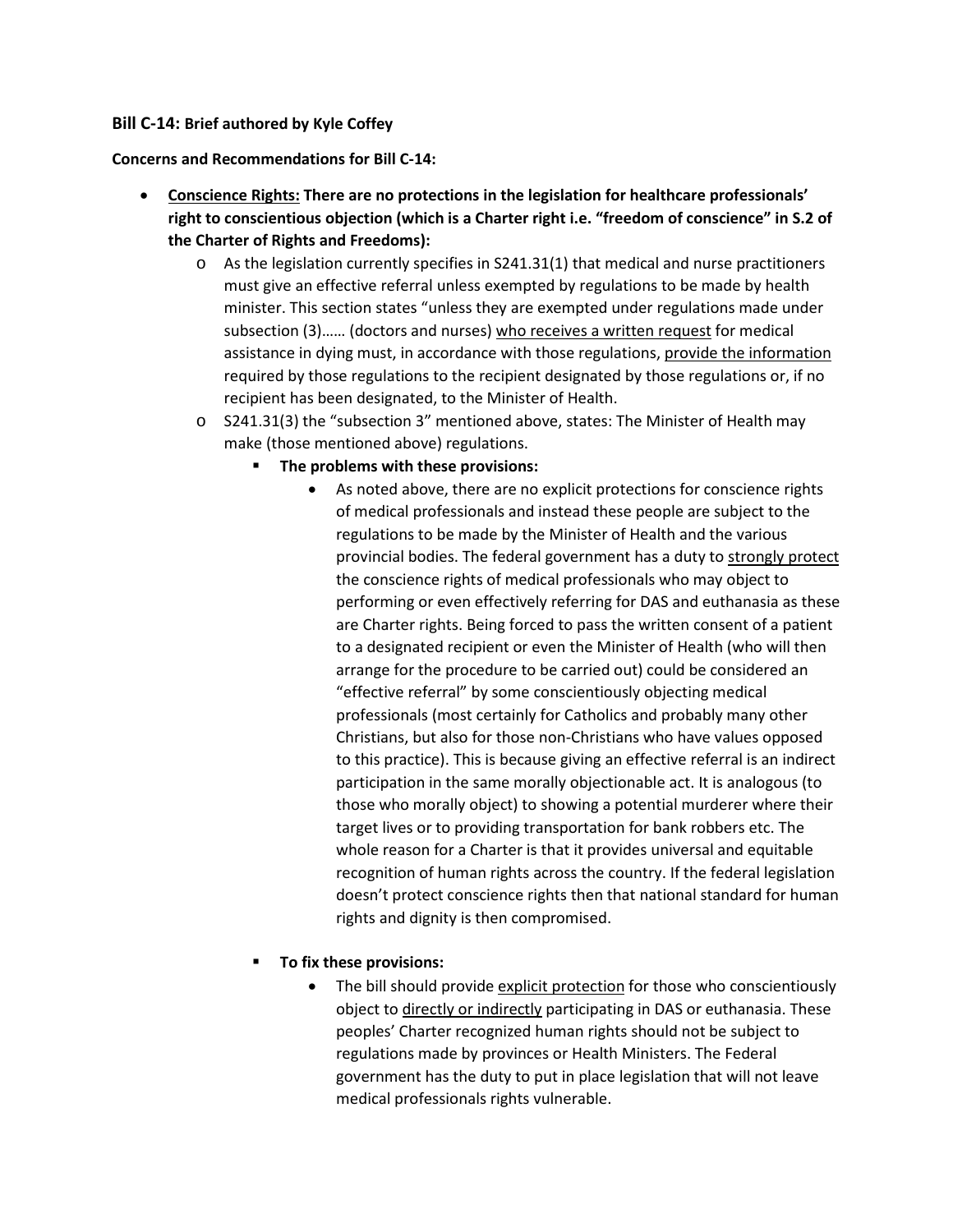### **Bill C-14: Brief authored by Kyle Coffey**

**Concerns and Recommendations for Bill C-14:**

- **<u>Conscience Rights:</u> There are no protections in the legislation for healthcare professionals' right to conscientious objection (which is a Charter right i.e. "freedom of conscience" in S.2 of the Charter of Rights and Freedoms):**
  - As the legislation currently specifies in S241.31(1) that medical and nurse practitioners must give an effective referral unless exempted by regulations to be made by health minister. This section states "unless they are exempted under regulations made under subsection (3)…… (doctors and nurses) <u>who receives a written request</u> for medical assistance in dying must, in accordance with those regulations, <u>provide the information</u> required by those regulations to the recipient designated by those regulations or, if no recipient has been designated, to the Minister of Health.
  - S241.31(3) the "subsection 3" mentioned above, states: The Minister of Health may make (those mentioned above) regulations.
    - **The problems with these provisions:**
      - As noted above, there are no explicit protections for conscience rights of medical professionals and instead these people are subject to the regulations to be made by the Minister of Health and the various provincial bodies. The federal government has a duty to <u>strongly protect</u> the conscience rights of medical professionals who may object to performing or even effectively referring for DAS and euthanasia as these are Charter rights. Being forced to pass the written consent of a patient to a designated recipient or even the Minister of Health (who will then arrange for the procedure to be carried out) could be considered an "effective referral" by some conscientiously objecting medical professionals (most certainly for Catholics and probably many other Christians, but also for those non-Christians who have values opposed to this practice). This is because giving an effective referral is an indirect participation in the same morally objectionable act. It is analogous (to those who morally object) to showing a potential murderer where their target lives or to providing transportation for bank robbers etc. The whole reason for a Charter is that it provides universal and equitable recognition of human rights across the country. If the federal legislation doesn't protect conscience rights then that national standard for human rights and dignity is then compromised.
    - **To fix these provisions:**
      - The bill should provide <u>explicit protection</u> for those who conscientiously object to <u>directly or indirectly</u> participating in DAS or euthanasia. These peoples' Charter recognized human rights should not be subject to regulations made by provinces or Health Ministers. The Federal government has the duty to put in place legislation that will not leave medical professionals rights vulnerable.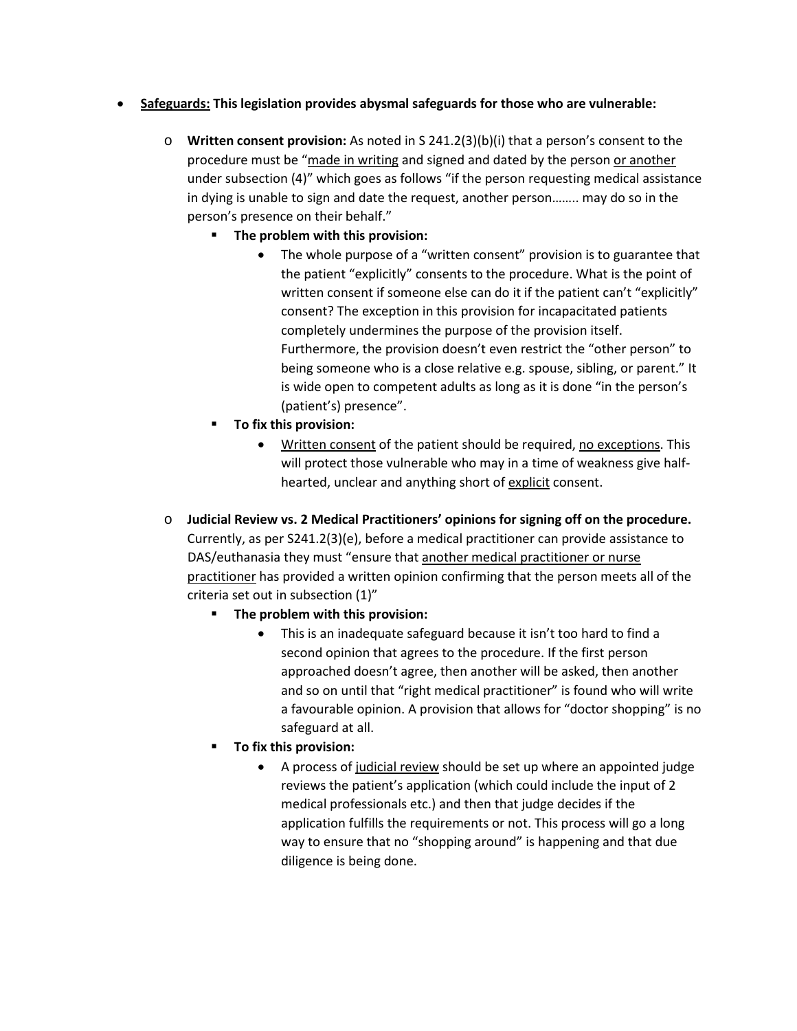- **<u>Safeguards:</u> This legislation provides abysmal safeguards for those who are vulnerable:**
  - **Written consent provision:** As noted in S 241.2(3)(b)(i) that a person's consent to the procedure must be "<u>made in writing</u> and signed and dated by the person <u>or another</u> under subsection (4)" which goes as follows "if the person requesting medical assistance in dying is unable to sign and date the request, another person…….. may do so in the person's presence on their behalf."
    - **The problem with this provision:**
      - The whole purpose of a "written consent" provision is to guarantee that the patient "explicitly" consents to the procedure. What is the point of written consent if someone else can do it if the patient can't "explicitly" consent? The exception in this provision for incapacitated patients completely undermines the purpose of the provision itself. Furthermore, the provision doesn't even restrict the "other person" to being someone who is a close relative e.g. spouse, sibling, or parent." It is wide open to competent adults as long as it is done "in the person's (patient's) presence".
    - **To fix this provision:**
      - <u>Written consent</u> of the patient should be required, <u>no exceptions</u>. This will protect those vulnerable who may in a time of weakness give half-hearted, unclear and anything short of <u>explicit</u> consent.
  - **Judicial Review vs. 2 Medical Practitioners' opinions for signing off on the procedure.** Currently, as per S241.2(3)(e), before a medical practitioner can provide assistance to DAS/euthanasia they must "ensure that <u>another medical practitioner or nurse practitioner</u> has provided a written opinion confirming that the person meets all of the criteria set out in subsection (1)"
    - **The problem with this provision:**
      - This is an inadequate safeguard because it isn't too hard to find a second opinion that agrees to the procedure. If the first person approached doesn't agree, then another will be asked, then another and so on until that "right medical practitioner" is found who will write a favourable opinion. A provision that allows for "doctor shopping" is no safeguard at all.
    - **To fix this provision:**
      - A process of <u>judicial review</u> should be set up where an appointed judge reviews the patient's application (which could include the input of 2 medical professionals etc.) and then that judge decides if the application fulfills the requirements or not. This process will go a long way to ensure that no "shopping around" is happening and that due diligence is being done.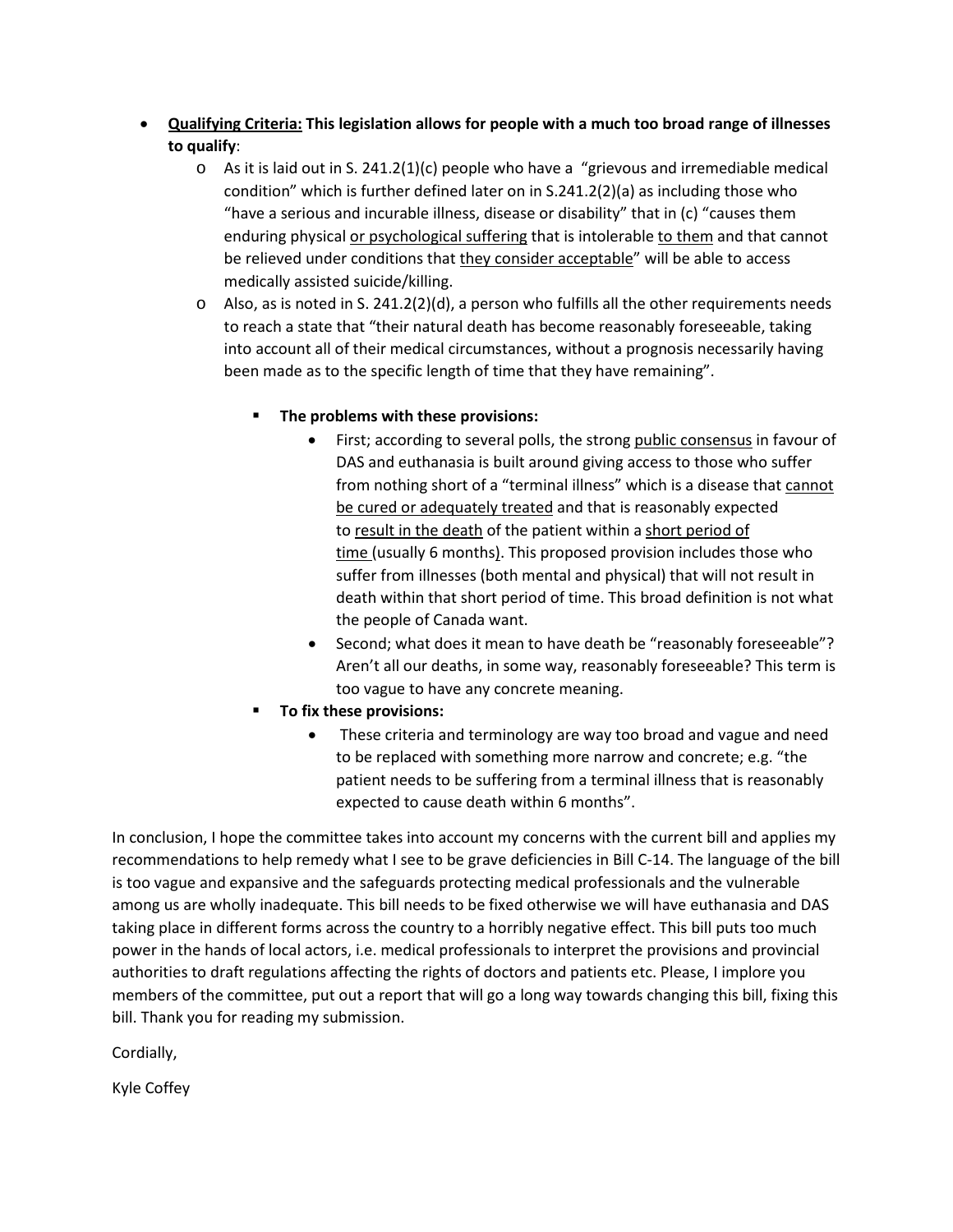- **<u>Qualifying Criteria:</u> This legislation allows for people with a much too broad range of illnesses to qualify**:
  - As it is laid out in S. 241.2(1)(c) people who have a "grievous and irremediable medical condition" which is further defined later on in S.241.2(2)(a) as including those who "have a serious and incurable illness, disease or disability" that in (c) "causes them enduring physical <u>or psychological suffering</u> that is intolerable <u>to them</u> and that cannot be relieved under conditions that <u>they consider acceptable</u>" will be able to access medically assisted suicide/killing.
  - Also, as is noted in S. 241.2(2)(d), a person who fulfills all the other requirements needs to reach a state that "their natural death has become reasonably foreseeable, taking into account all of their medical circumstances, without a prognosis necessarily having been made as to the specific length of time that they have remaining".
    - **The problems with these provisions:**
      - First; according to several polls, the strong <u>public consensus</u> in favour of DAS and euthanasia is built around giving access to those who suffer from nothing short of a "terminal illness" which is a disease that <u>cannot be cured or adequately treated</u> and that is reasonably expected to <u>result in the death</u> of the patient within a <u>short period of time</u> (usually 6 months). This proposed provision includes those who suffer from illnesses (both mental and physical) that will not result in death within that short period of time. This broad definition is not what the people of Canada want.
      - Second; what does it mean to have death be "reasonably foreseeable"? Aren't all our deaths, in some way, reasonably foreseeable? This term is too vague to have any concrete meaning.
    - **To fix these provisions:**
      - These criteria and terminology are way too broad and vague and need to be replaced with something more narrow and concrete; e.g. "the patient needs to be suffering from a terminal illness that is reasonably expected to cause death within 6 months".

In conclusion, I hope the committee takes into account my concerns with the current bill and applies my recommendations to help remedy what I see to be grave deficiencies in Bill C-14. The language of the bill is too vague and expansive and the safeguards protecting medical professionals and the vulnerable among us are wholly inadequate. This bill needs to be fixed otherwise we will have euthanasia and DAS taking place in different forms across the country to a horribly negative effect. This bill puts too much power in the hands of local actors, i.e. medical professionals to interpret the provisions and provincial authorities to draft regulations affecting the rights of doctors and patients etc. Please, I implore you members of the committee, put out a report that will go a long way towards changing this bill, fixing this bill. Thank you for reading my submission.

Cordially,

Kyle Coffey